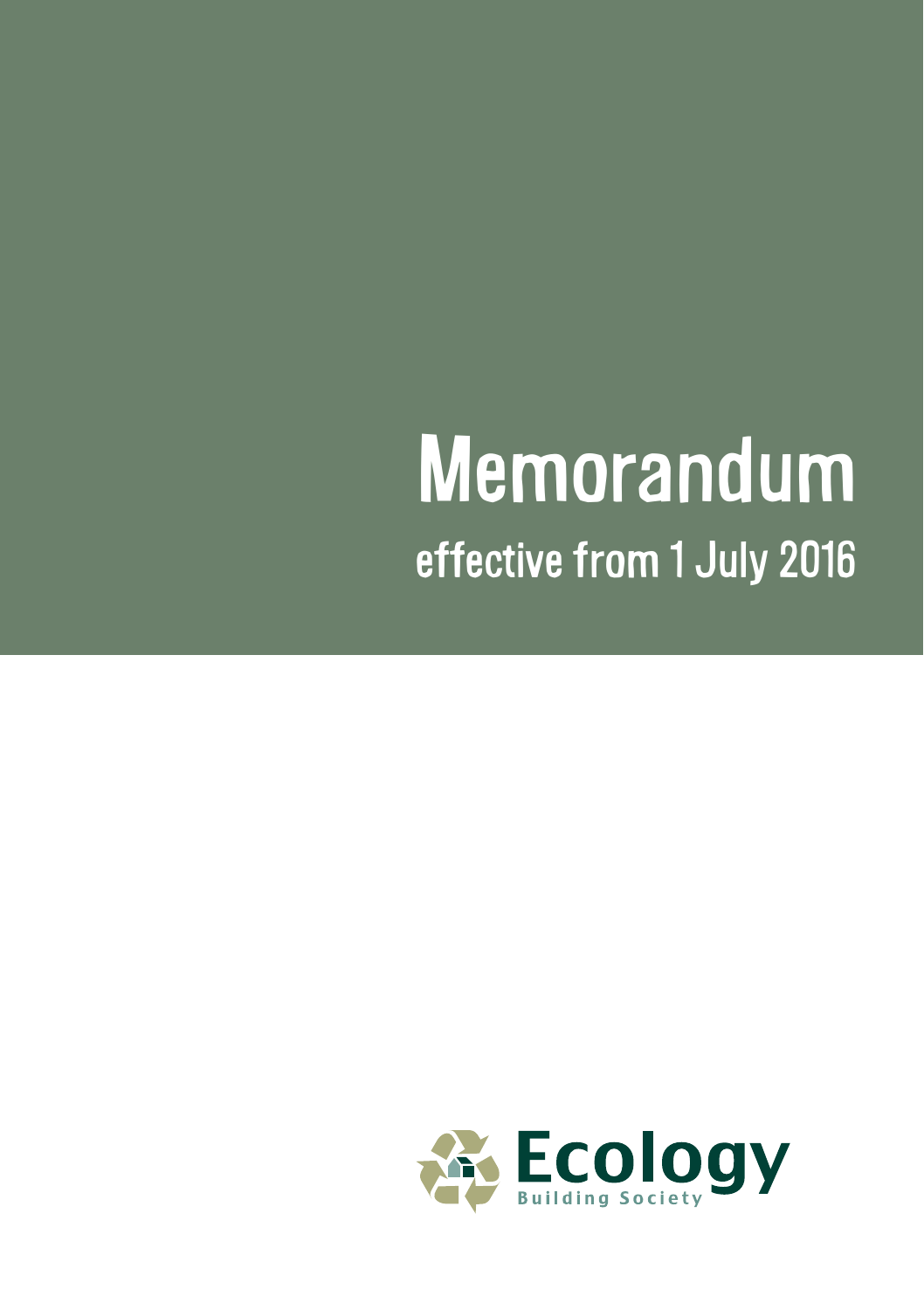# Memorandum

## effective from 1 July 2016

Ecology

Building Society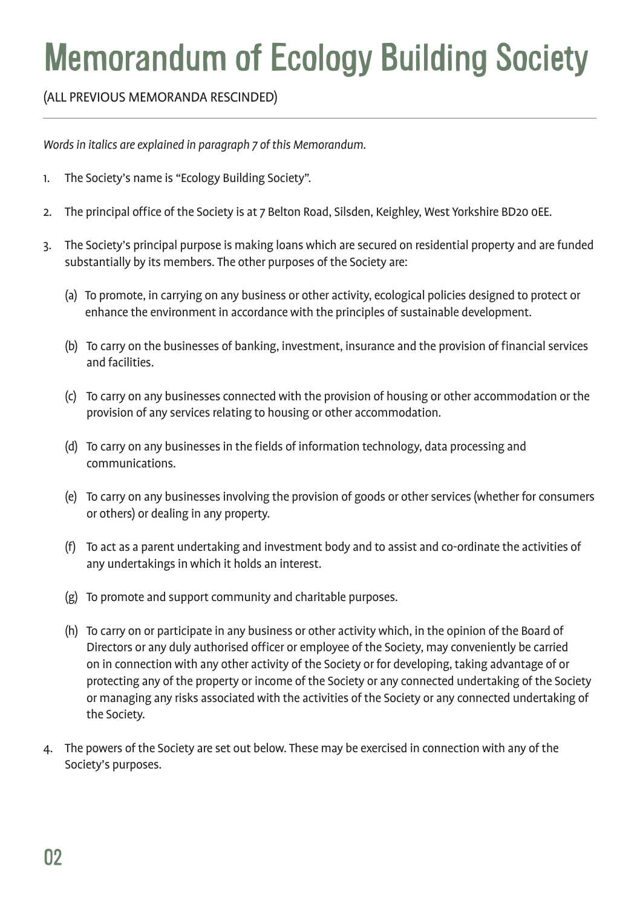# Memorandum of Ecology Building Society

(ALL PREVIOUS MEMORANDA RESCINDED)

---

*Words in italics are explained in paragraph 7 of this Memorandum.*

1. The Society's name is "Ecology Building Society".

2. The principal office of the Society is at 7 Belton Road, Silsden, Keighley, West Yorkshire BD20 0EE.

3. The Society's principal purpose is making loans which are secured on residential property and are funded substantially by its members. The other purposes of the Society are:

   (a) To promote, in carrying on any business or other activity, ecological policies designed to protect or enhance the environment in accordance with the principles of sustainable development.

   (b) To carry on the businesses of banking, investment, insurance and the provision of financial services and facilities.

   (c) To carry on any businesses connected with the provision of housing or other accommodation or the provision of any services relating to housing or other accommodation.

   (d) To carry on any businesses in the fields of information technology, data processing and communications.

   (e) To carry on any businesses involving the provision of goods or other services (whether for consumers or others) or dealing in any property.

   (f) To act as a parent undertaking and investment body and to assist and co-ordinate the activities of any undertakings in which it holds an interest.

   (g) To promote and support community and charitable purposes.

   (h) To carry on or participate in any business or other activity which, in the opinion of the Board of Directors or any duly authorised officer or employee of the Society, may conveniently be carried on in connection with any other activity of the Society or for developing, taking advantage of or protecting any of the property or income of the Society or any connected undertaking of the Society or managing any risks associated with the activities of the Society or any connected undertaking of the Society.

4. The powers of the Society are set out below. These may be exercised in connection with any of the Society's purposes.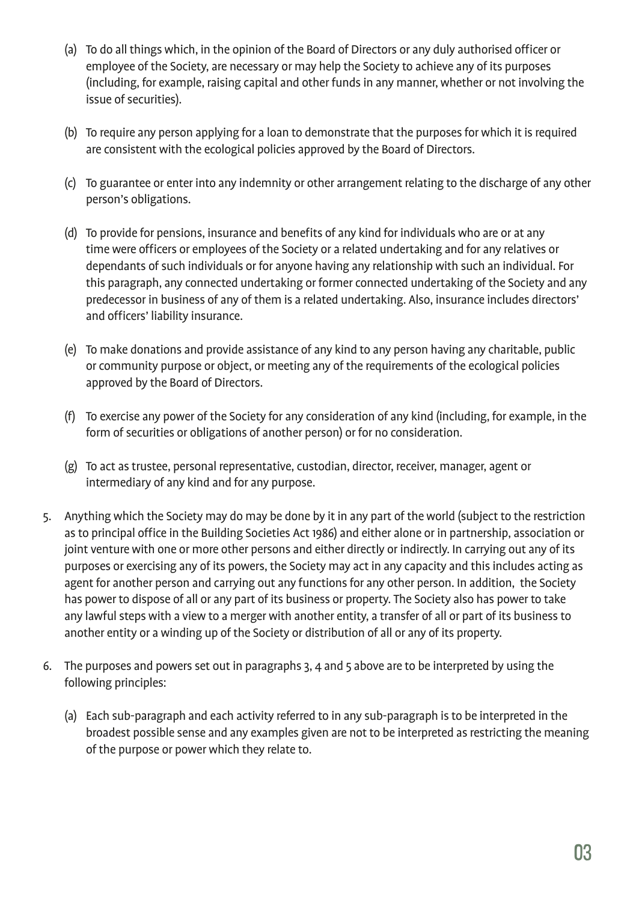(a) To do all things which, in the opinion of the Board of Directors or any duly authorised officer or employee of the Society, are necessary or may help the Society to achieve any of its purposes (including, for example, raising capital and other funds in any manner, whether or not involving the issue of securities).

(b) To require any person applying for a loan to demonstrate that the purposes for which it is required are consistent with the ecological policies approved by the Board of Directors.

(c) To guarantee or enter into any indemnity or other arrangement relating to the discharge of any other person's obligations.

(d) To provide for pensions, insurance and benefits of any kind for individuals who are or at any time were officers or employees of the Society or a related undertaking and for any relatives or dependants of such individuals or for anyone having any relationship with such an individual. For this paragraph, any connected undertaking or former connected undertaking of the Society and any predecessor in business of any of them is a related undertaking. Also, insurance includes directors' and officers' liability insurance.

(e) To make donations and provide assistance of any kind to any person having any charitable, public or community purpose or object, or meeting any of the requirements of the ecological policies approved by the Board of Directors.

(f) To exercise any power of the Society for any consideration of any kind (including, for example, in the form of securities or obligations of another person) or for no consideration.

(g) To act as trustee, personal representative, custodian, director, receiver, manager, agent or intermediary of any kind and for any purpose.

5. Anything which the Society may do may be done by it in any part of the world (subject to the restriction as to principal office in the Building Societies Act 1986) and either alone or in partnership, association or joint venture with one or more other persons and either directly or indirectly. In carrying out any of its purposes or exercising any of its powers, the Society may act in any capacity and this includes acting as agent for another person and carrying out any functions for any other person. In addition, the Society has power to dispose of all or any part of its business or property. The Society also has power to take any lawful steps with a view to a merger with another entity, a transfer of all or part of its business to another entity or a winding up of the Society or distribution of all or any of its property.

6. The purposes and powers set out in paragraphs 3, 4 and 5 above are to be interpreted by using the following principles:

   (a) Each sub-paragraph and each activity referred to in any sub-paragraph is to be interpreted in the broadest possible sense and any examples given are not to be interpreted as restricting the meaning of the purpose or power which they relate to.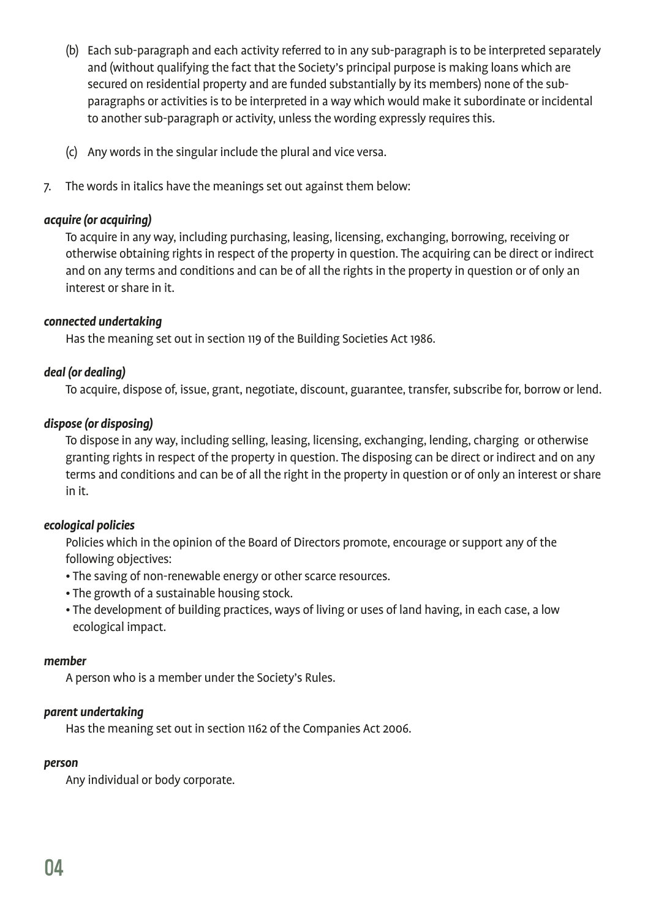(b) Each sub-paragraph and each activity referred to in any sub-paragraph is to be interpreted separately and (without qualifying the fact that the Society's principal purpose is making loans which are secured on residential property and are funded substantially by its members) none of the sub-paragraphs or activities is to be interpreted in a way which would make it subordinate or incidental to another sub-paragraph or activity, unless the wording expressly requires this.

(c) Any words in the singular include the plural and vice versa.

7. The words in italics have the meanings set out against them below:

***acquire (or acquiring)***

To acquire in any way, including purchasing, leasing, licensing, exchanging, borrowing, receiving or otherwise obtaining rights in respect of the property in question. The acquiring can be direct or indirect and on any terms and conditions and can be of all the rights in the property in question or of only an interest or share in it.

***connected undertaking***

Has the meaning set out in section 119 of the Building Societies Act 1986.

***deal (or dealing)***

To acquire, dispose of, issue, grant, negotiate, discount, guarantee, transfer, subscribe for, borrow or lend.

***dispose (or disposing)***

To dispose in any way, including selling, leasing, licensing, exchanging, lending, charging or otherwise granting rights in respect of the property in question. The disposing can be direct or indirect and on any terms and conditions and can be of all the right in the property in question or of only an interest or share in it.

***ecological policies***

Policies which in the opinion of the Board of Directors promote, encourage or support any of the following objectives:

- The saving of non-renewable energy or other scarce resources.
- The growth of a sustainable housing stock.
- The development of building practices, ways of living or uses of land having, in each case, a low ecological impact.

***member***

A person who is a member under the Society's Rules.

***parent undertaking***

Has the meaning set out in section 1162 of the Companies Act 2006.

***person***

Any individual or body corporate.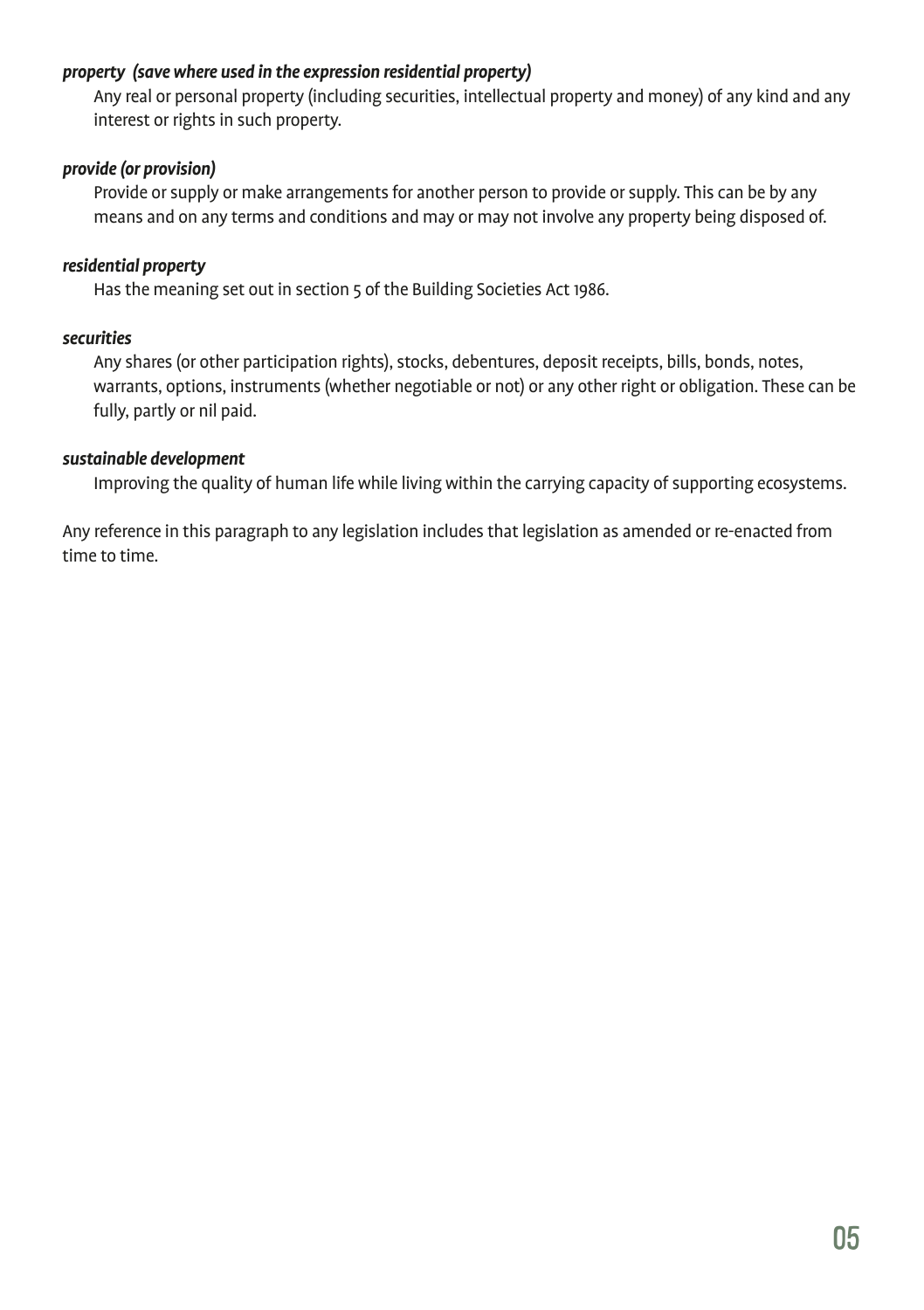***property (save where used in the expression residential property)***

Any real or personal property (including securities, intellectual property and money) of any kind and any interest or rights in such property.

***provide (or provision)***

Provide or supply or make arrangements for another person to provide or supply. This can be by any means and on any terms and conditions and may or may not involve any property being disposed of.

***residential property***

Has the meaning set out in section 5 of the Building Societies Act 1986.

***securities***

Any shares (or other participation rights), stocks, debentures, deposit receipts, bills, bonds, notes, warrants, options, instruments (whether negotiable or not) or any other right or obligation. These can be fully, partly or nil paid.

***sustainable development***

Improving the quality of human life while living within the carrying capacity of supporting ecosystems.

Any reference in this paragraph to any legislation includes that legislation as amended or re-enacted from time to time.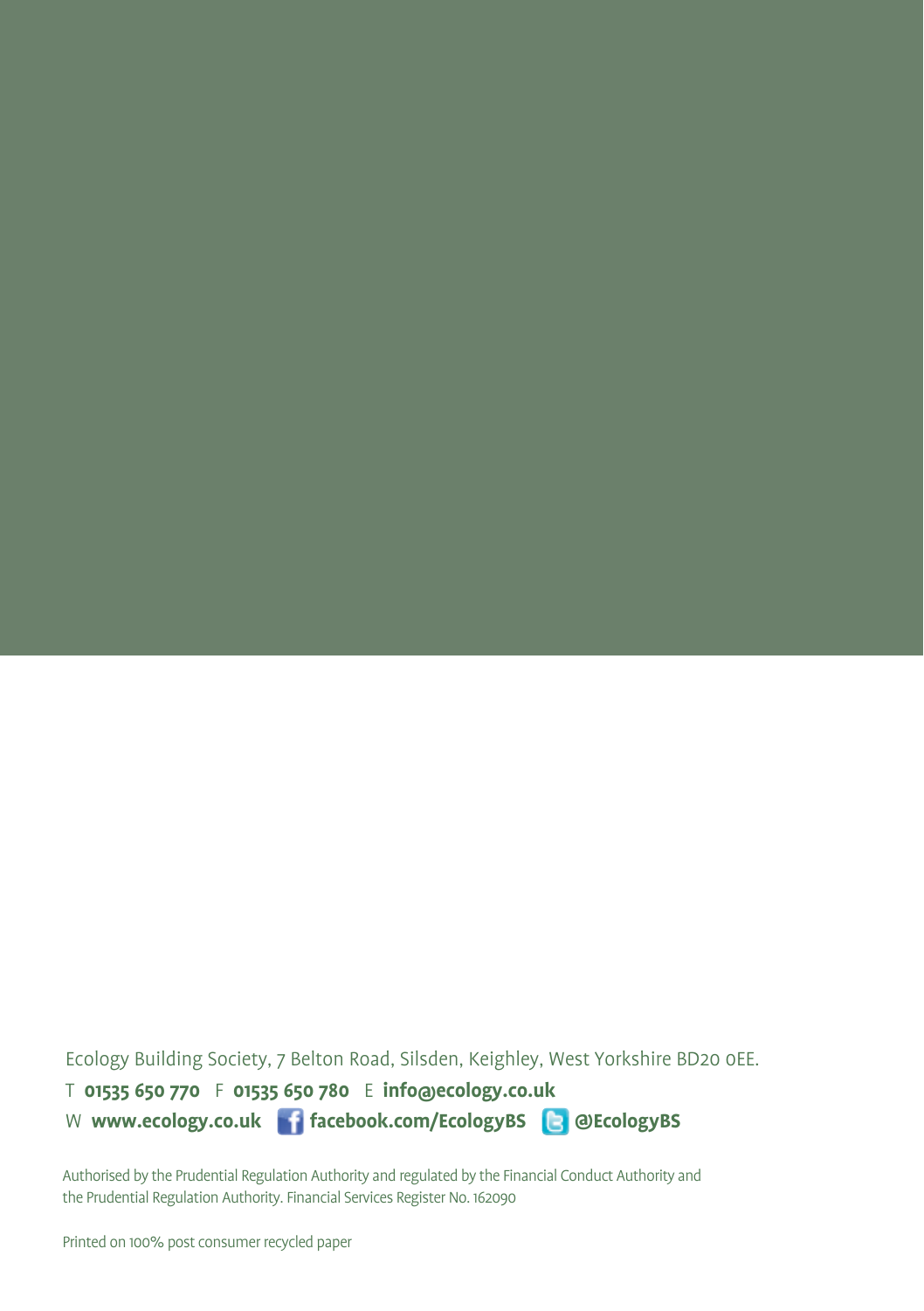Ecology Building Society, 7 Belton Road, Silsden, Keighley, West Yorkshire BD20 0EE.

T **01535 650 770** F **01535 650 780** E **info@ecology.co.uk**

W **www.ecology.co.uk** **facebook.com/EcologyBS** **@EcologyBS**

Authorised by the Prudential Regulation Authority and regulated by the Financial Conduct Authority and the Prudential Regulation Authority. Financial Services Register No. 162090

Printed on 100% post consumer recycled paper